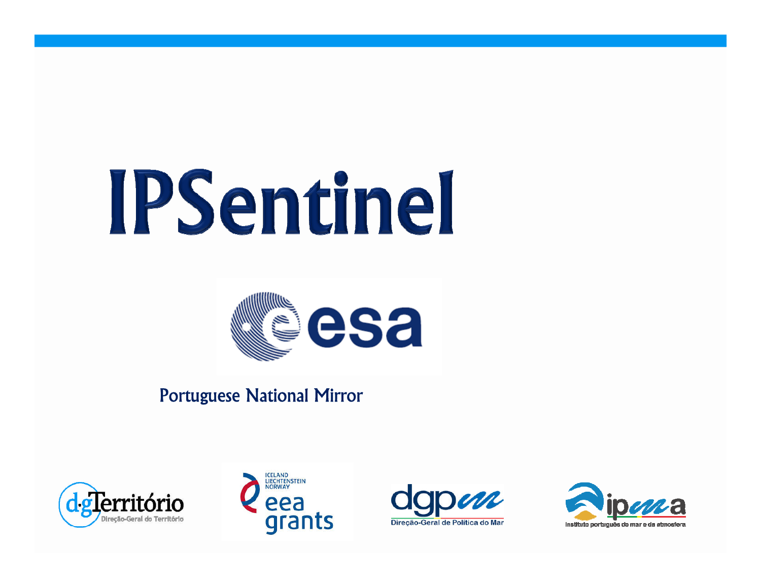# IPSentinel

esa

Portuguese National Mirror

dgTerritório
Direção-Geral do Território

ICELAND
LIECHTENSTEIN
NORWAY
eea grants

dgpm
Direção-Geral de Política do Mar

ipma
Instituto português do mar e da atmosfera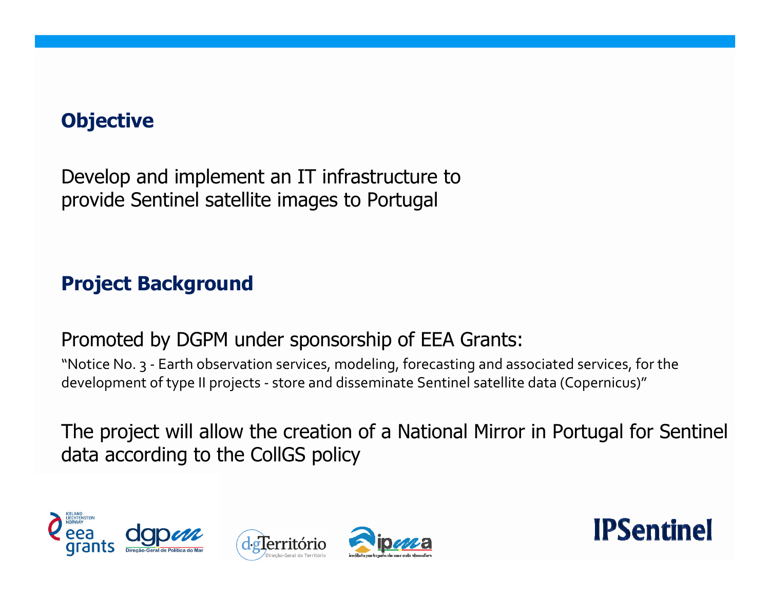## Objective

Develop and implement an IT infrastructure to provide Sentinel satellite images to Portugal

## Project Background

Promoted by DGPM under sponsorship of EEA Grants:

"Notice No. 3 - Earth observation services, modeling, forecasting and associated services, for the development of type II projects - store and disseminate Sentinel satellite data (Copernicus)"

The project will allow the creation of a National Mirror in Portugal for Sentinel data according to the CollGS policy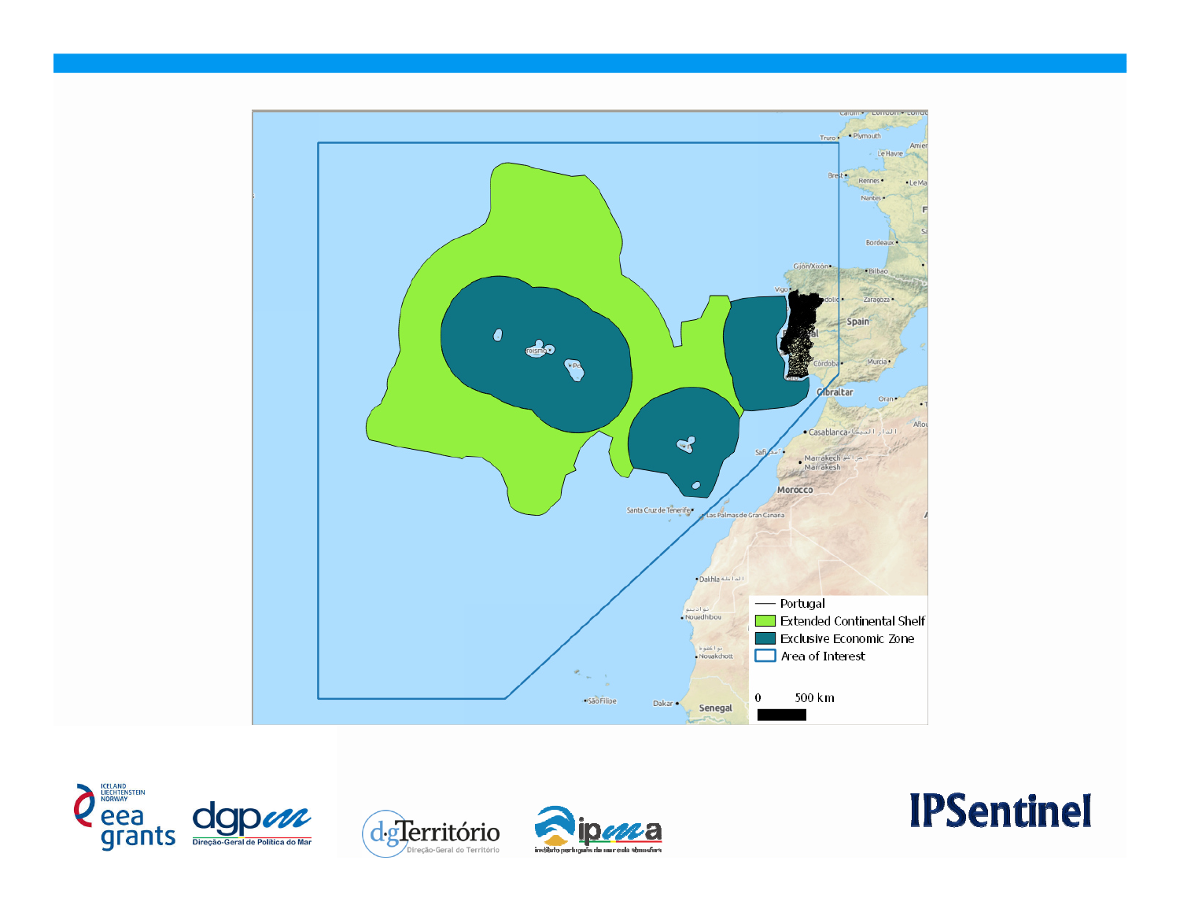Portugal

Extended Continental Shelf

Exclusive Economic Zone

Area of Interest

0 500 km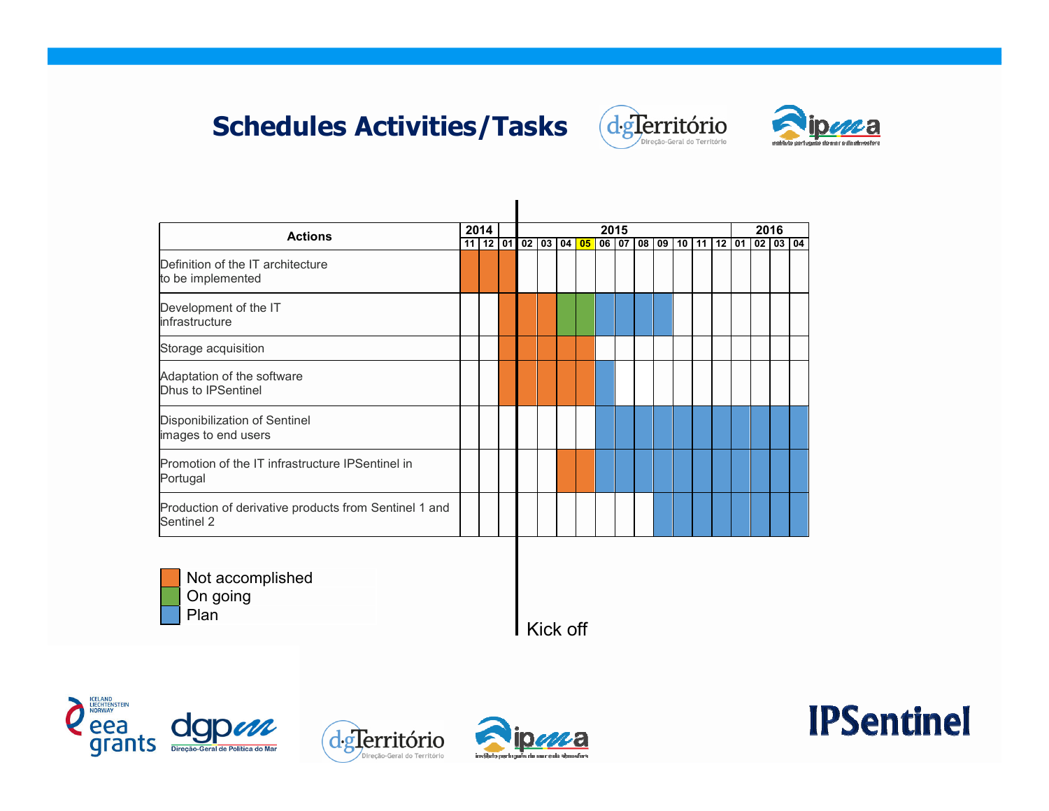# Schedules Activities/Tasks

| Actions | 2014 | | | 2015 | | | | | | | | | | | 2016 | | | |
|---|---|---|---|---|---|---|---|---|---|---|---|---|---|---|---|---|---|---|
| | 11 | 12 | 01 | 02 | 03 | 04 | 05 | 06 | 07 | 08 | 09 | 10 | 11 | 12 | 01 | 02 | 03 | 04 |
| Definition of the IT architecture to be implemented | Not accomplished | Not accomplished | Not accomplished | | | | | | | | | | | | | | | |
| Development of the IT infrastructure | | | Not accomplished | Not accomplished | Not accomplished | On going | On going | Plan | Plan | Plan | Plan | | | | | | | |
| Storage acquisition | | | Not accomplished | Not accomplished | Not accomplished | Not accomplished | Not accomplished | | | | | | | | | | | |
| Adaptation of the software Dhus to IPSentinel | | | Not accomplished | Not accomplished | Not accomplished | Not accomplished | Not accomplished | Plan | | | | | | | | | | |
| Disponibilization of Sentinel images to end users | | | | | | | | Plan | Plan | Plan | Plan | Plan | Plan | Plan | Plan | Plan | Plan | Plan |
| Promotion of the IT infrastructure IPSentinel in Portugal | | | | | | Not accomplished | Not accomplished | Plan | Plan | Plan | Plan | Plan | Plan | Plan | Plan | Plan | Plan | Plan |
| Production of derivative products from Sentinel 1 and Sentinel 2 | | | | | | | | | | | Plan | Plan | Plan | Plan | Plan | Plan | Plan | Plan |

Legend:
- Not accomplished
- On going
- Plan

Kick off (between 2015-01 and 2015-02)

IPSentinel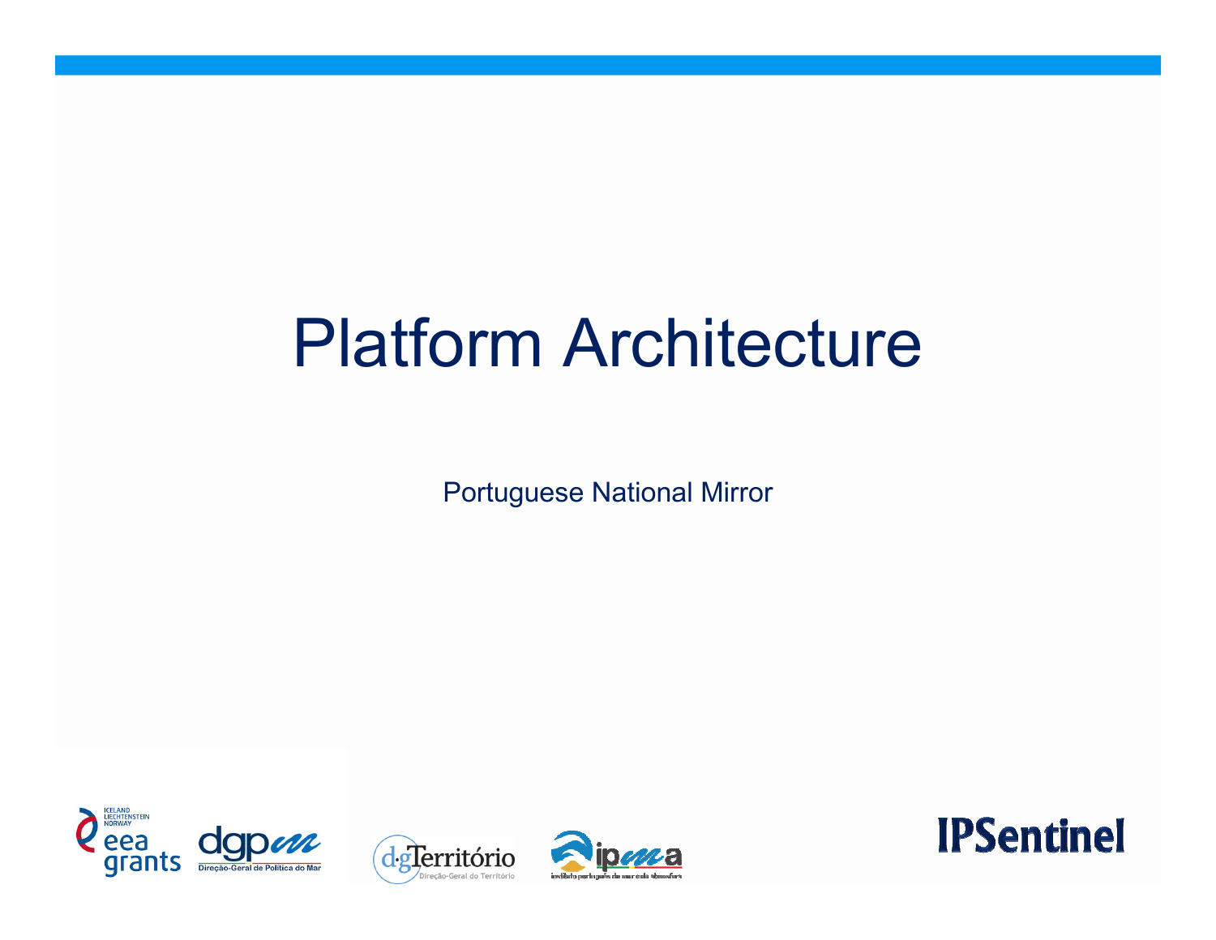# Platform Architecture

Portuguese National Mirror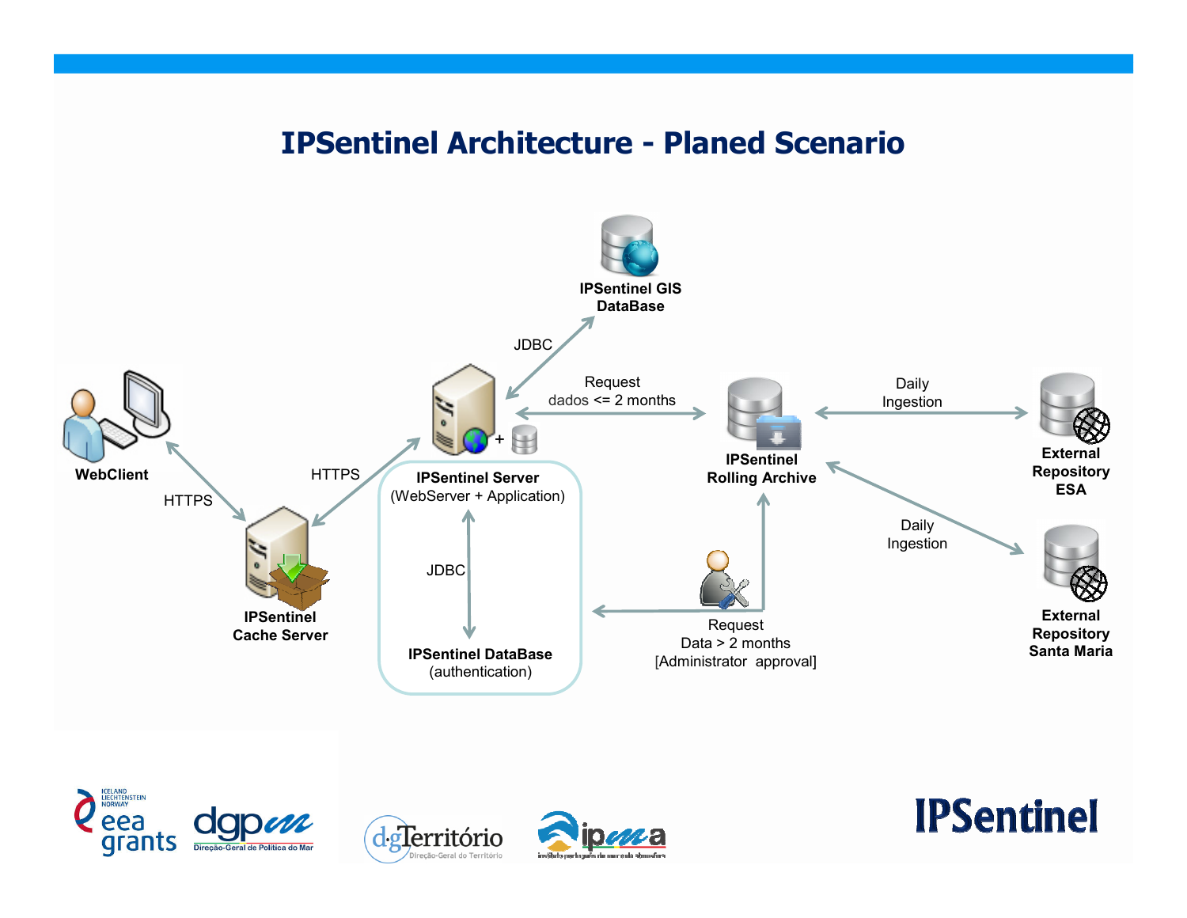# IPSentinel Architecture - Planed Scenario

IPSentinel GIS DataBase

JDBC

Request
dados <= 2 months

Daily
Ingestion

WebClient

HTTPS

HTTPS

IPSentinel Server
(WebServer + Application)

IPSentinel
Rolling Archive

External
Repository
ESA

JDBC

Daily
Ingestion

IPSentinel
Cache Server

IPSentinel DataBase
(authentication)

Request
Data > 2 months
[Administrator approval]

External
Repository
Santa Maria

IPSentinel